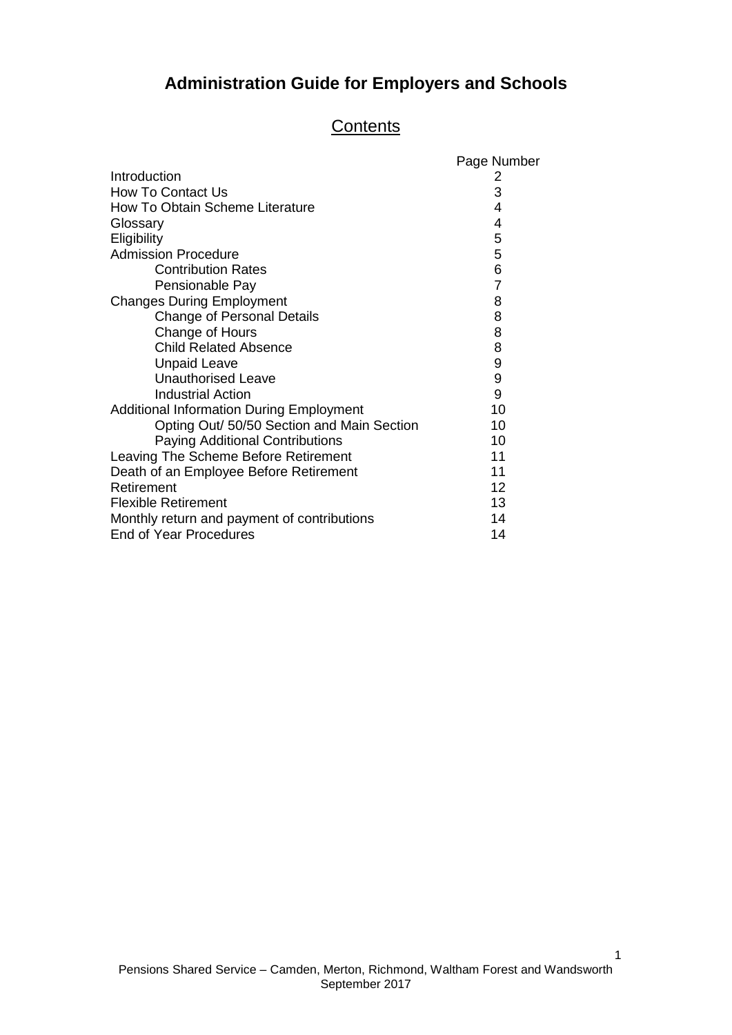# Administration Guide for Employers and Schools

## Contents

| | Page Number |
|---|---|
| Introduction | 2 |
| How To Contact Us | 3 |
| How To Obtain Scheme Literature | 4 |
| Glossary | 4 |
| Eligibility | 5 |
| Admission Procedure | 5 |
| Contribution Rates | 6 |
| Pensionable Pay | 7 |
| Changes During Employment | 8 |
| Change of Personal Details | 8 |
| Change of Hours | 8 |
| Child Related Absence | 8 |
| Unpaid Leave | 9 |
| Unauthorised Leave | 9 |
| Industrial Action | 9 |
| Additional Information During Employment | 10 |
| Opting Out/ 50/50 Section and Main Section | 10 |
| Paying Additional Contributions | 10 |
| Leaving The Scheme Before Retirement | 11 |
| Death of an Employee Before Retirement | 11 |
| Retirement | 12 |
| Flexible Retirement | 13 |
| Monthly return and payment of contributions | 14 |
| End of Year Procedures | 14 |

Pensions Shared Service – Camden, Merton, Richmond, Waltham Forest and Wandsworth
September 2017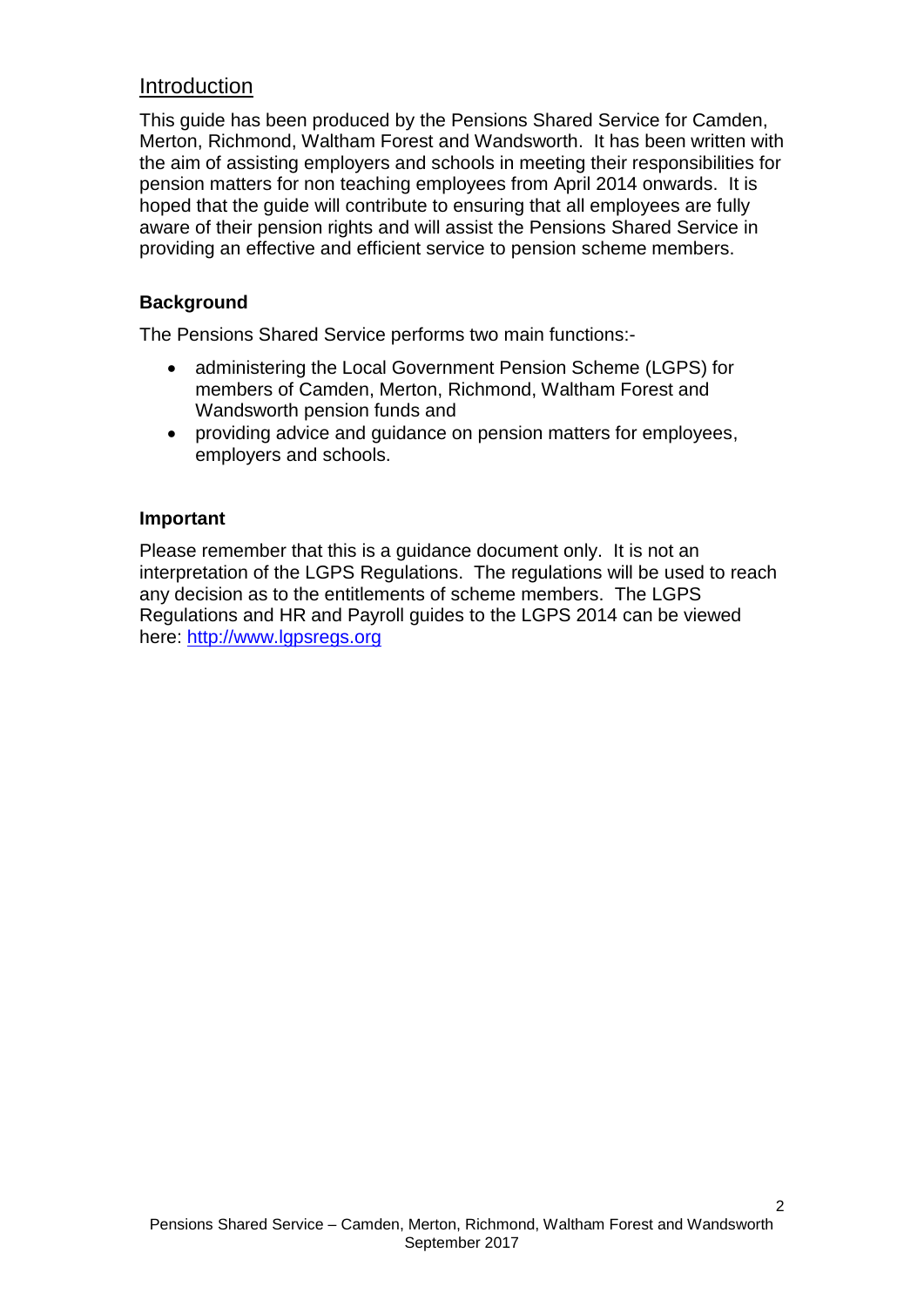## Introduction

This guide has been produced by the Pensions Shared Service for Camden, Merton, Richmond, Waltham Forest and Wandsworth. It has been written with the aim of assisting employers and schools in meeting their responsibilities for pension matters for non teaching employees from April 2014 onwards. It is hoped that the guide will contribute to ensuring that all employees are fully aware of their pension rights and will assist the Pensions Shared Service in providing an effective and efficient service to pension scheme members.

### Background

The Pensions Shared Service performs two main functions:-

- administering the Local Government Pension Scheme (LGPS) for members of Camden, Merton, Richmond, Waltham Forest and Wandsworth pension funds and
- providing advice and guidance on pension matters for employees, employers and schools.

### Important

Please remember that this is a guidance document only. It is not an interpretation of the LGPS Regulations. The regulations will be used to reach any decision as to the entitlements of scheme members. The LGPS Regulations and HR and Payroll guides to the LGPS 2014 can be viewed here: [http://www.lgpsregs.org](http://www.lgpsregs.org)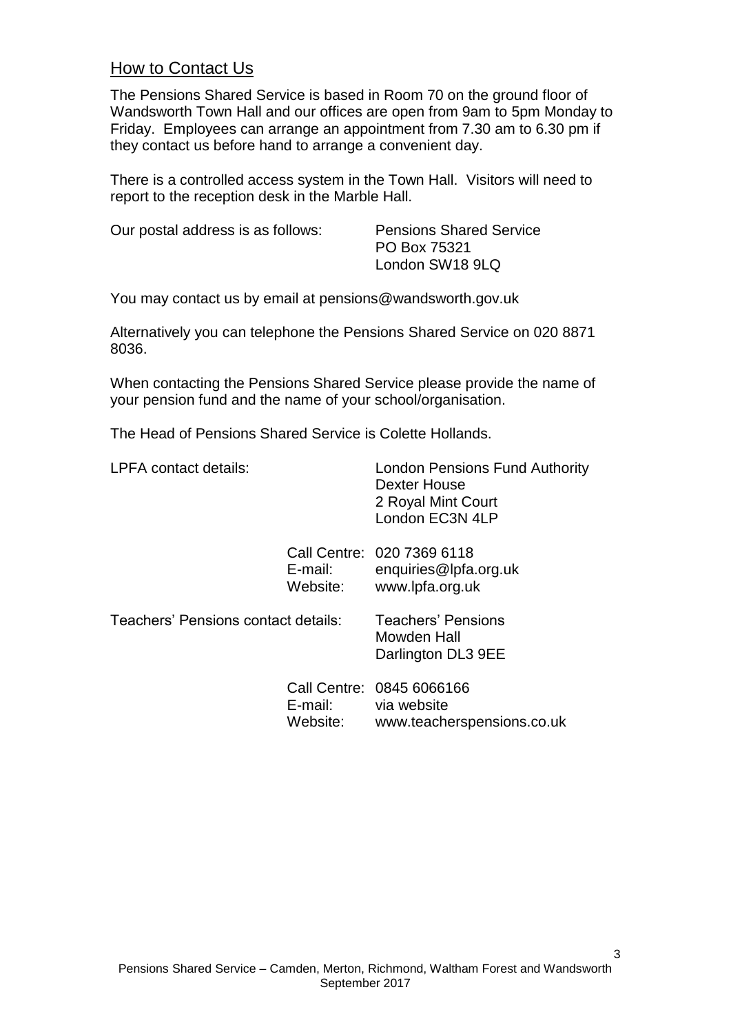## How to Contact Us

The Pensions Shared Service is based in Room 70 on the ground floor of Wandsworth Town Hall and our offices are open from 9am to 5pm Monday to Friday. Employees can arrange an appointment from 7.30 am to 6.30 pm if they contact us before hand to arrange a convenient day.

There is a controlled access system in the Town Hall. Visitors will need to report to the reception desk in the Marble Hall.

Our postal address is as follows:

Pensions Shared Service
PO Box 75321
London SW18 9LQ

You may contact us by email at pensions@wandsworth.gov.uk

Alternatively you can telephone the Pensions Shared Service on 020 8871 8036.

When contacting the Pensions Shared Service please provide the name of your pension fund and the name of your school/organisation.

The Head of Pensions Shared Service is Colette Hollands.

LPFA contact details:

London Pensions Fund Authority
Dexter House
2 Royal Mint Court
London EC3N 4LP

Call Centre: 020 7369 6118
E-mail: enquiries@lpfa.org.uk
Website: www.lpfa.org.uk

Teachers' Pensions contact details:

Teachers' Pensions
Mowden Hall
Darlington DL3 9EE

Call Centre: 0845 6066166
E-mail: via website
Website: www.teacherspensions.co.uk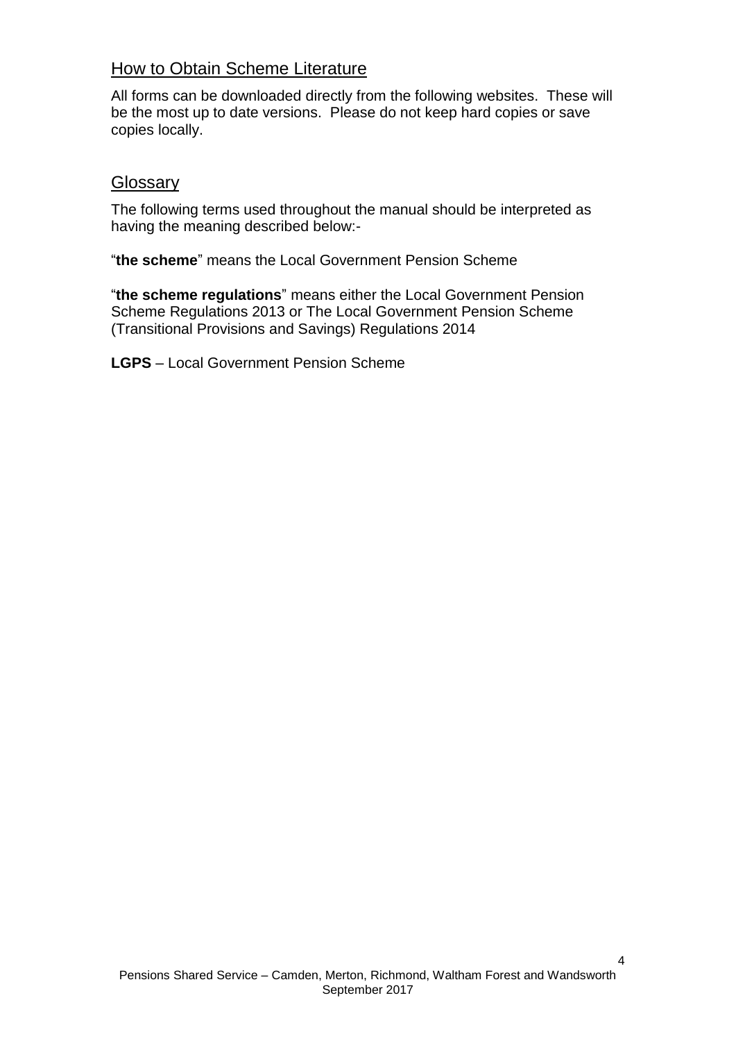## How to Obtain Scheme Literature

All forms can be downloaded directly from the following websites. These will be the most up to date versions. Please do not keep hard copies or save copies locally.

## Glossary

The following terms used throughout the manual should be interpreted as having the meaning described below:-

"**the scheme**" means the Local Government Pension Scheme

"**the scheme regulations**" means either the Local Government Pension Scheme Regulations 2013 or The Local Government Pension Scheme (Transitional Provisions and Savings) Regulations 2014

**LGPS** – Local Government Pension Scheme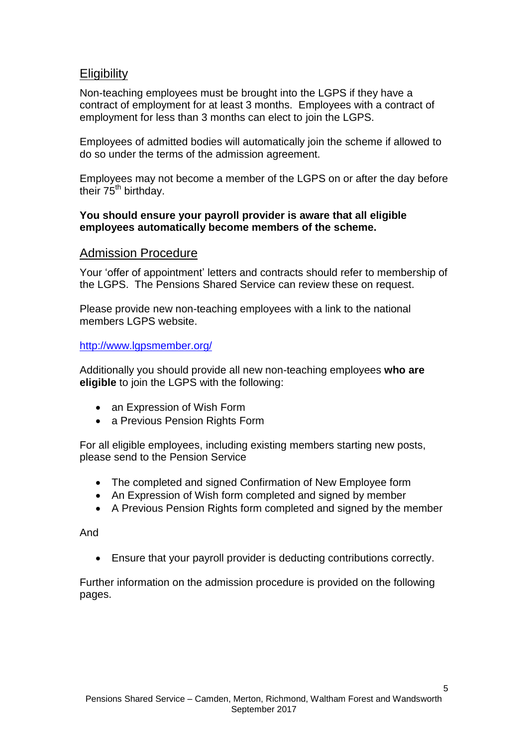## Eligibility

Non-teaching employees must be brought into the LGPS if they have a contract of employment for at least 3 months. Employees with a contract of employment for less than 3 months can elect to join the LGPS.

Employees of admitted bodies will automatically join the scheme if allowed to do so under the terms of the admission agreement.

Employees may not become a member of the LGPS on or after the day before their 75th birthday.

**You should ensure your payroll provider is aware that all eligible employees automatically become members of the scheme.**

## Admission Procedure

Your 'offer of appointment' letters and contracts should refer to membership of the LGPS. The Pensions Shared Service can review these on request.

Please provide new non-teaching employees with a link to the national members LGPS website.

http://www.lgpsmember.org/

Additionally you should provide all new non-teaching employees **who are eligible** to join the LGPS with the following:

- an Expression of Wish Form
- a Previous Pension Rights Form

For all eligible employees, including existing members starting new posts, please send to the Pension Service

- The completed and signed Confirmation of New Employee form
- An Expression of Wish form completed and signed by member
- A Previous Pension Rights form completed and signed by the member

And

- Ensure that your payroll provider is deducting contributions correctly.

Further information on the admission procedure is provided on the following pages.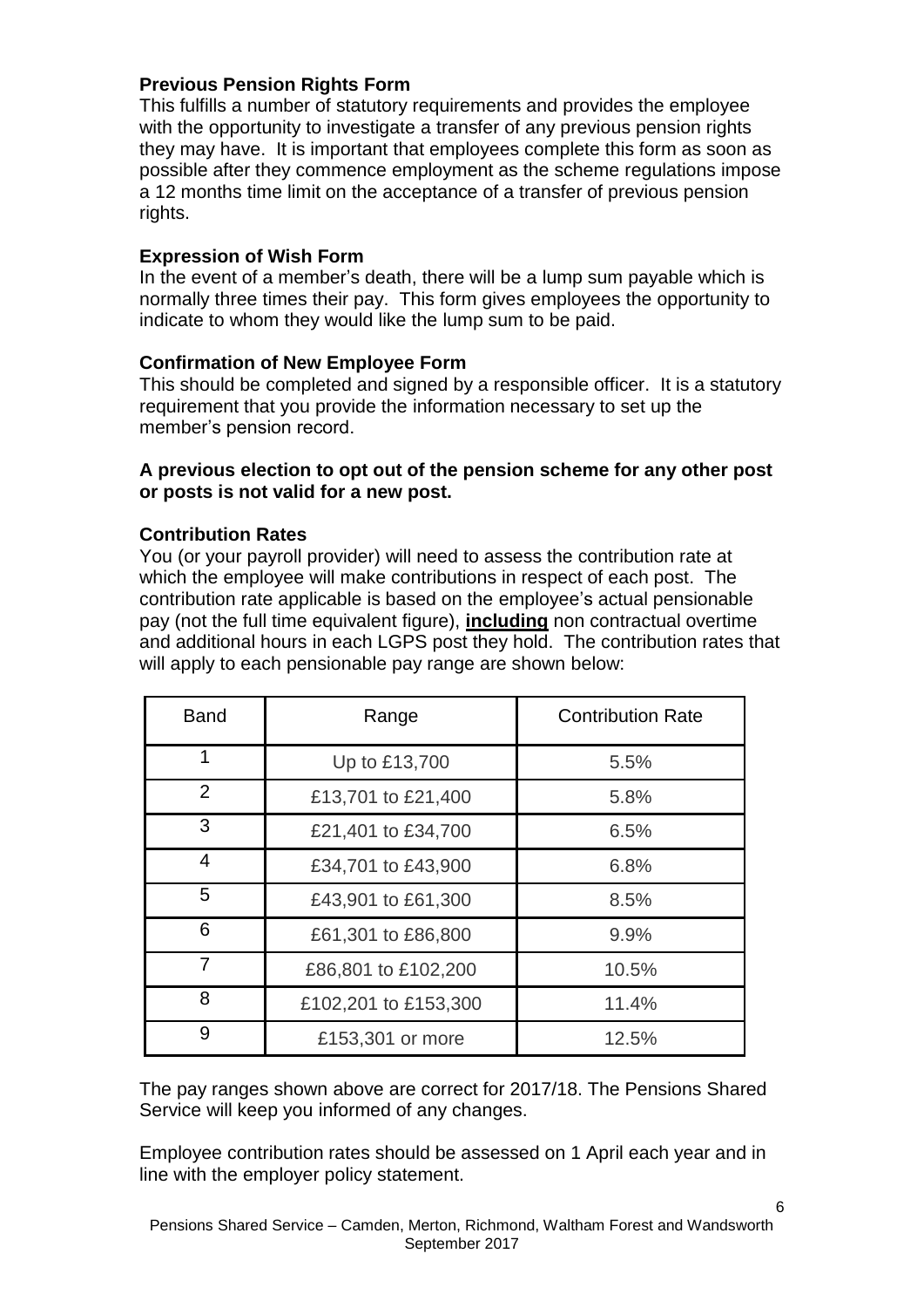### Previous Pension Rights Form

This fulfills a number of statutory requirements and provides the employee with the opportunity to investigate a transfer of any previous pension rights they may have. It is important that employees complete this form as soon as possible after they commence employment as the scheme regulations impose a 12 months time limit on the acceptance of a transfer of previous pension rights.

### Expression of Wish Form

In the event of a member's death, there will be a lump sum payable which is normally three times their pay. This form gives employees the opportunity to indicate to whom they would like the lump sum to be paid.

### Confirmation of New Employee Form

This should be completed and signed by a responsible officer. It is a statutory requirement that you provide the information necessary to set up the member's pension record.

**A previous election to opt out of the pension scheme for any other post or posts is not valid for a new post.**

### Contribution Rates

You (or your payroll provider) will need to assess the contribution rate at which the employee will make contributions in respect of each post. The contribution rate applicable is based on the employee's actual pensionable pay (not the full time equivalent figure), **including** non contractual overtime and additional hours in each LGPS post they hold. The contribution rates that will apply to each pensionable pay range are shown below:

| Band | Range | Contribution Rate |
|---|---|---|
| 1 | Up to £13,700 | 5.5% |
| 2 | £13,701 to £21,400 | 5.8% |
| 3 | £21,401 to £34,700 | 6.5% |
| 4 | £34,701 to £43,900 | 6.8% |
| 5 | £43,901 to £61,300 | 8.5% |
| 6 | £61,301 to £86,800 | 9.9% |
| 7 | £86,801 to £102,200 | 10.5% |
| 8 | £102,201 to £153,300 | 11.4% |
| 9 | £153,301 or more | 12.5% |

The pay ranges shown above are correct for 2017/18. The Pensions Shared Service will keep you informed of any changes.

Employee contribution rates should be assessed on 1 April each year and in line with the employer policy statement.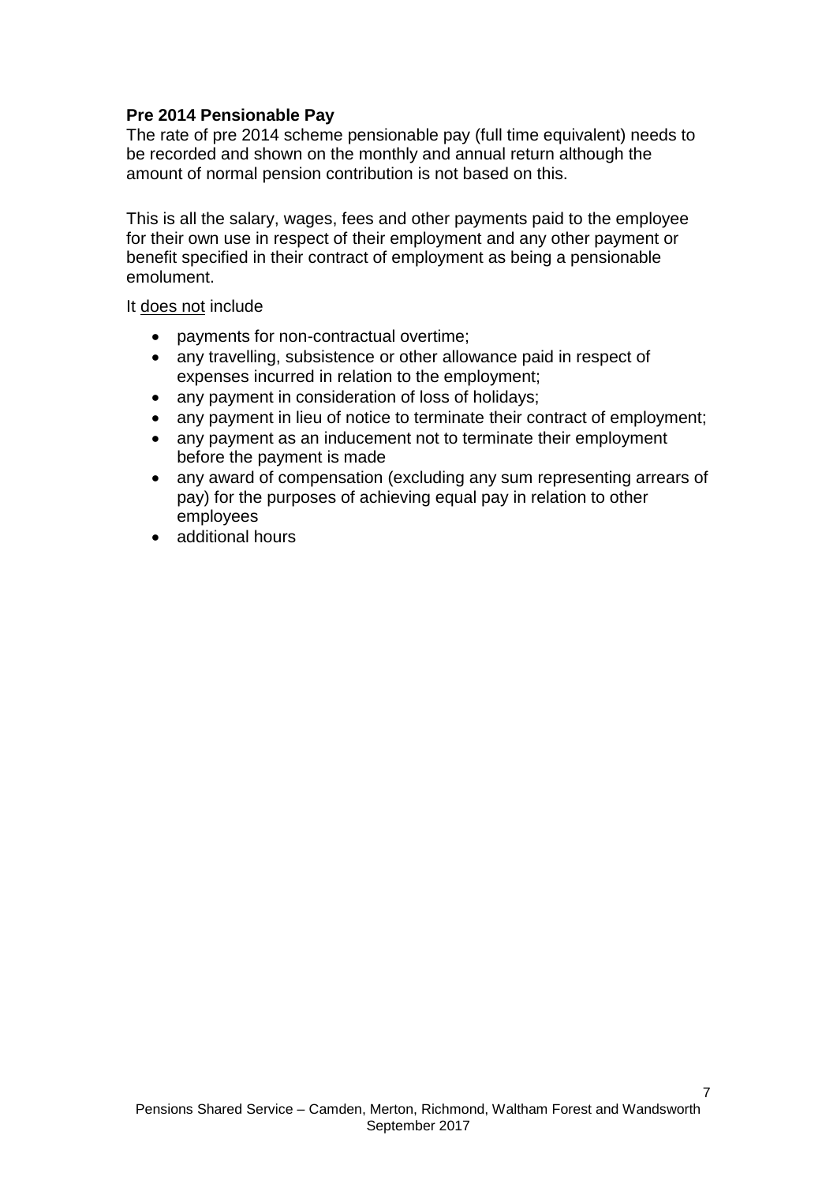**Pre 2014 Pensionable Pay**

The rate of pre 2014 scheme pensionable pay (full time equivalent) needs to be recorded and shown on the monthly and annual return although the amount of normal pension contribution is not based on this.

This is all the salary, wages, fees and other payments paid to the employee for their own use in respect of their employment and any other payment or benefit specified in their contract of employment as being a pensionable emolument.

It <u>does not</u> include

- payments for non-contractual overtime;
- any travelling, subsistence or other allowance paid in respect of expenses incurred in relation to the employment;
- any payment in consideration of loss of holidays;
- any payment in lieu of notice to terminate their contract of employment;
- any payment as an inducement not to terminate their employment before the payment is made
- any award of compensation (excluding any sum representing arrears of pay) for the purposes of achieving equal pay in relation to other employees
- additional hours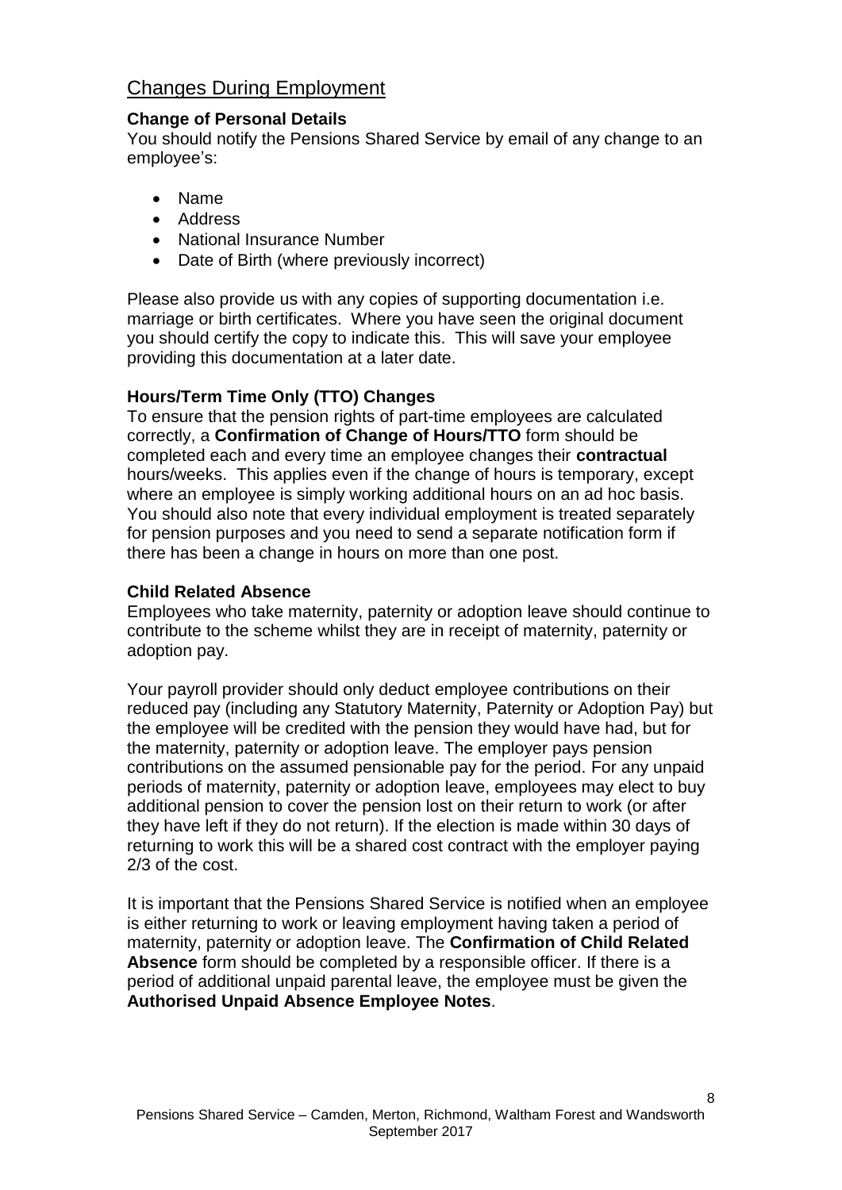## Changes During Employment

### Change of Personal Details

You should notify the Pensions Shared Service by email of any change to an employee's:

- Name
- Address
- National Insurance Number
- Date of Birth (where previously incorrect)

Please also provide us with any copies of supporting documentation i.e. marriage or birth certificates. Where you have seen the original document you should certify the copy to indicate this. This will save your employee providing this documentation at a later date.

### Hours/Term Time Only (TTO) Changes

To ensure that the pension rights of part-time employees are calculated correctly, a **Confirmation of Change of Hours/TTO** form should be completed each and every time an employee changes their **contractual** hours/weeks. This applies even if the change of hours is temporary, except where an employee is simply working additional hours on an ad hoc basis. You should also note that every individual employment is treated separately for pension purposes and you need to send a separate notification form if there has been a change in hours on more than one post.

### Child Related Absence

Employees who take maternity, paternity or adoption leave should continue to contribute to the scheme whilst they are in receipt of maternity, paternity or adoption pay.

Your payroll provider should only deduct employee contributions on their reduced pay (including any Statutory Maternity, Paternity or Adoption Pay) but the employee will be credited with the pension they would have had, but for the maternity, paternity or adoption leave. The employer pays pension contributions on the assumed pensionable pay for the period. For any unpaid periods of maternity, paternity or adoption leave, employees may elect to buy additional pension to cover the pension lost on their return to work (or after they have left if they do not return). If the election is made within 30 days of returning to work this will be a shared cost contract with the employer paying 2/3 of the cost.

It is important that the Pensions Shared Service is notified when an employee is either returning to work or leaving employment having taken a period of maternity, paternity or adoption leave. The **Confirmation of Child Related Absence** form should be completed by a responsible officer. If there is a period of additional unpaid parental leave, the employee must be given the **Authorised Unpaid Absence Employee Notes**.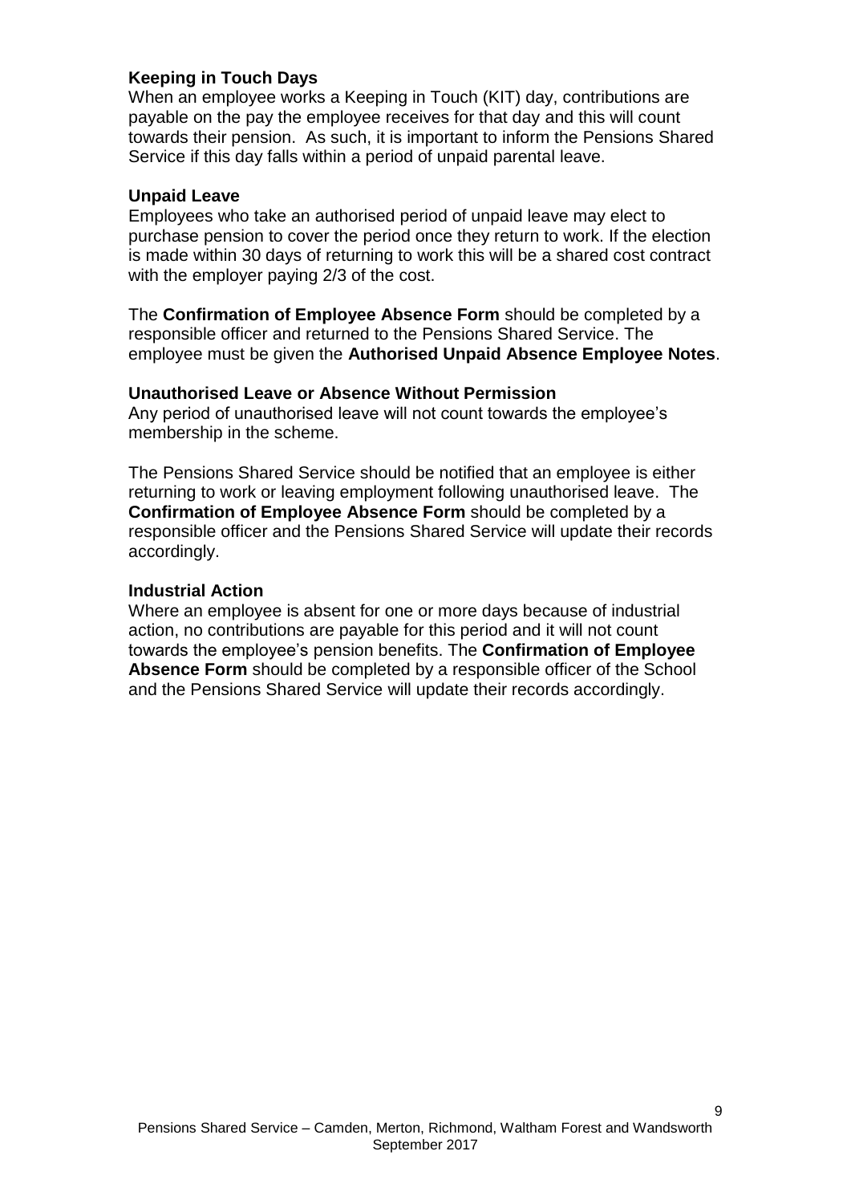**Keeping in Touch Days**

When an employee works a Keeping in Touch (KIT) day, contributions are payable on the pay the employee receives for that day and this will count towards their pension. As such, it is important to inform the Pensions Shared Service if this day falls within a period of unpaid parental leave.

**Unpaid Leave**

Employees who take an authorised period of unpaid leave may elect to purchase pension to cover the period once they return to work. If the election is made within 30 days of returning to work this will be a shared cost contract with the employer paying 2/3 of the cost.

The **Confirmation of Employee Absence Form** should be completed by a responsible officer and returned to the Pensions Shared Service. The employee must be given the **Authorised Unpaid Absence Employee Notes**.

**Unauthorised Leave or Absence Without Permission**

Any period of unauthorised leave will not count towards the employee's membership in the scheme.

The Pensions Shared Service should be notified that an employee is either returning to work or leaving employment following unauthorised leave. The **Confirmation of Employee Absence Form** should be completed by a responsible officer and the Pensions Shared Service will update their records accordingly.

**Industrial Action**

Where an employee is absent for one or more days because of industrial action, no contributions are payable for this period and it will not count towards the employee's pension benefits. The **Confirmation of Employee Absence Form** should be completed by a responsible officer of the School and the Pensions Shared Service will update their records accordingly.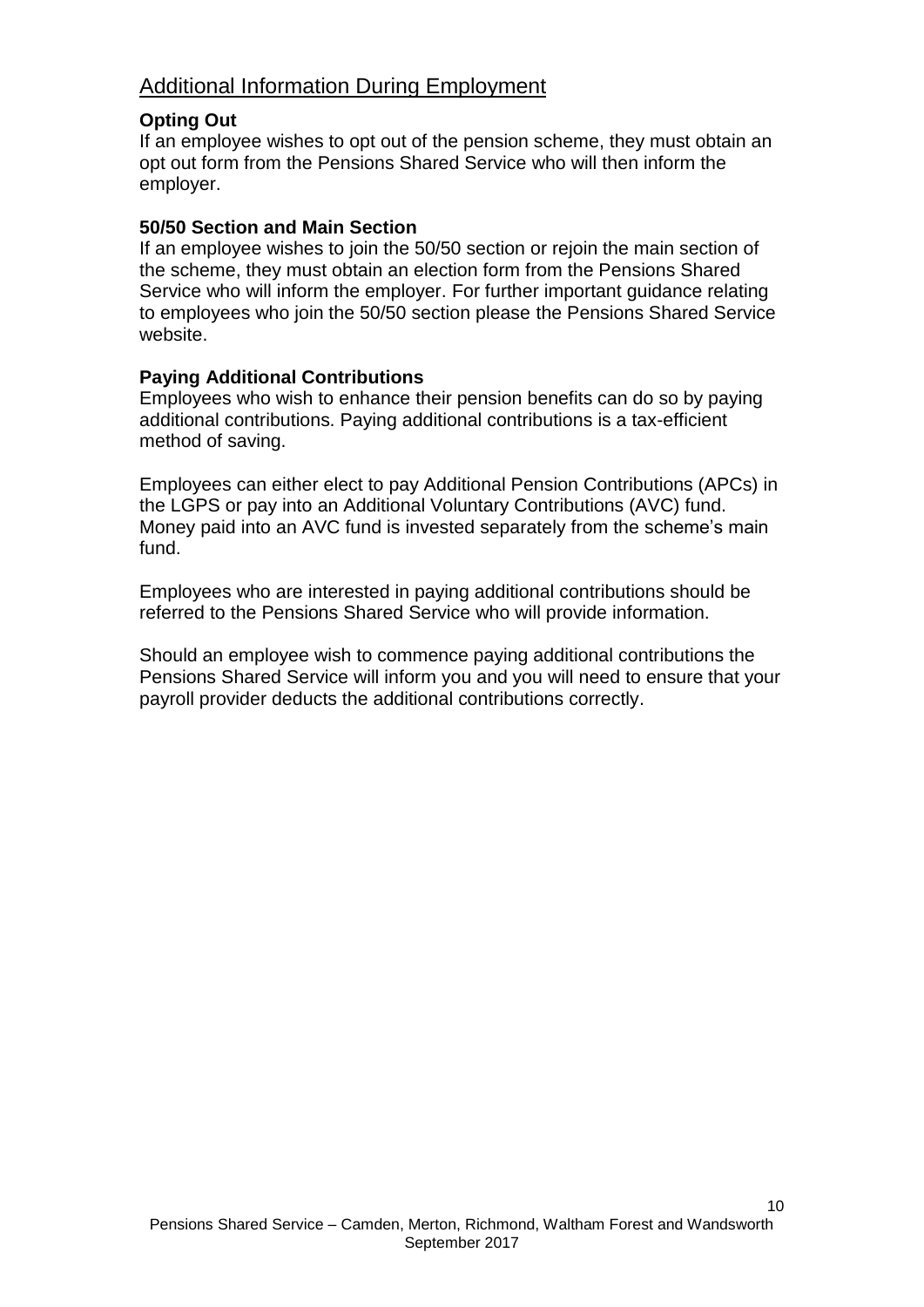## Additional Information During Employment

**Opting Out**

If an employee wishes to opt out of the pension scheme, they must obtain an opt out form from the Pensions Shared Service who will then inform the employer.

**50/50 Section and Main Section**

If an employee wishes to join the 50/50 section or rejoin the main section of the scheme, they must obtain an election form from the Pensions Shared Service who will inform the employer. For further important guidance relating to employees who join the 50/50 section please the Pensions Shared Service website.

**Paying Additional Contributions**

Employees who wish to enhance their pension benefits can do so by paying additional contributions. Paying additional contributions is a tax-efficient method of saving.

Employees can either elect to pay Additional Pension Contributions (APCs) in the LGPS or pay into an Additional Voluntary Contributions (AVC) fund. Money paid into an AVC fund is invested separately from the scheme's main fund.

Employees who are interested in paying additional contributions should be referred to the Pensions Shared Service who will provide information.

Should an employee wish to commence paying additional contributions the Pensions Shared Service will inform you and you will need to ensure that your payroll provider deducts the additional contributions correctly.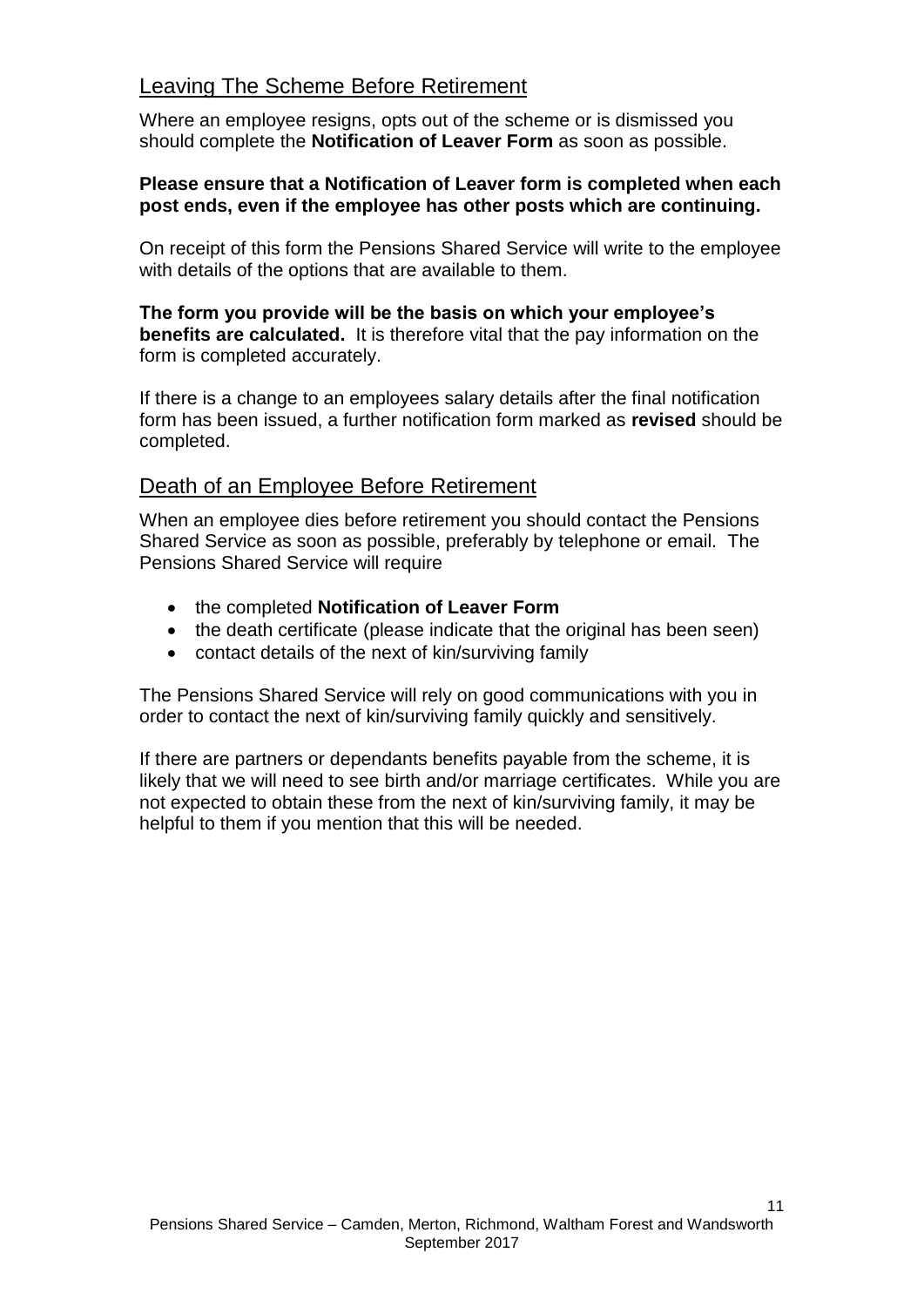## Leaving The Scheme Before Retirement

Where an employee resigns, opts out of the scheme or is dismissed you should complete the **Notification of Leaver Form** as soon as possible.

**Please ensure that a Notification of Leaver form is completed when each post ends, even if the employee has other posts which are continuing.**

On receipt of this form the Pensions Shared Service will write to the employee with details of the options that are available to them.

**The form you provide will be the basis on which your employee's benefits are calculated.** It is therefore vital that the pay information on the form is completed accurately.

If there is a change to an employees salary details after the final notification form has been issued, a further notification form marked as **revised** should be completed.

## Death of an Employee Before Retirement

When an employee dies before retirement you should contact the Pensions Shared Service as soon as possible, preferably by telephone or email. The Pensions Shared Service will require

- the completed **Notification of Leaver Form**
- the death certificate (please indicate that the original has been seen)
- contact details of the next of kin/surviving family

The Pensions Shared Service will rely on good communications with you in order to contact the next of kin/surviving family quickly and sensitively.

If there are partners or dependants benefits payable from the scheme, it is likely that we will need to see birth and/or marriage certificates. While you are not expected to obtain these from the next of kin/surviving family, it may be helpful to them if you mention that this will be needed.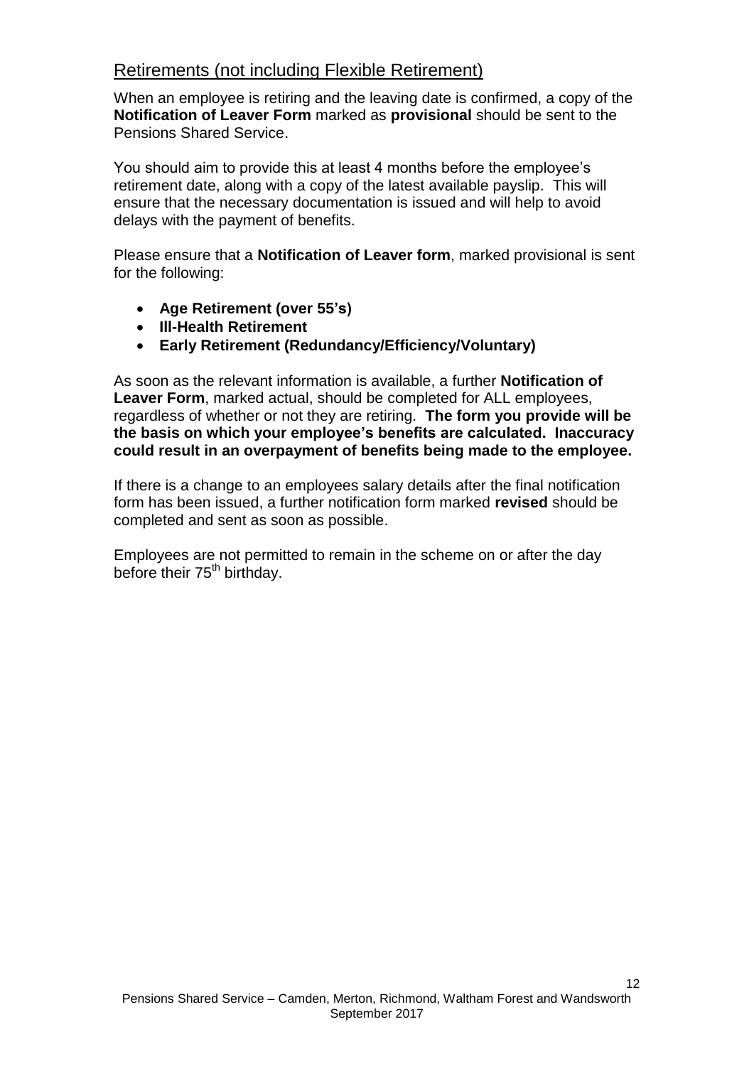## Retirements (not including Flexible Retirement)

When an employee is retiring and the leaving date is confirmed, a copy of the **Notification of Leaver Form** marked as **provisional** should be sent to the Pensions Shared Service.

You should aim to provide this at least 4 months before the employee's retirement date, along with a copy of the latest available payslip. This will ensure that the necessary documentation is issued and will help to avoid delays with the payment of benefits.

Please ensure that a **Notification of Leaver form**, marked provisional is sent for the following:

- **Age Retirement (over 55's)**
- **Ill-Health Retirement**
- **Early Retirement (Redundancy/Efficiency/Voluntary)**

As soon as the relevant information is available, a further **Notification of Leaver Form**, marked actual, should be completed for ALL employees, regardless of whether or not they are retiring. **The form you provide will be the basis on which your employee's benefits are calculated. Inaccuracy could result in an overpayment of benefits being made to the employee.**

If there is a change to an employees salary details after the final notification form has been issued, a further notification form marked **revised** should be completed and sent as soon as possible.

Employees are not permitted to remain in the scheme on or after the day before their 75th birthday.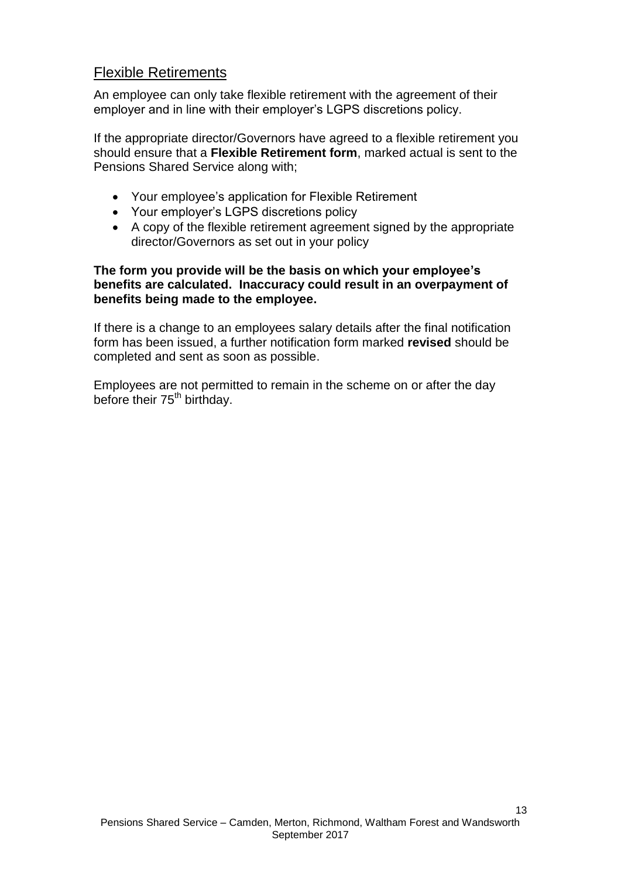## Flexible Retirements

An employee can only take flexible retirement with the agreement of their employer and in line with their employer's LGPS discretions policy.

If the appropriate director/Governors have agreed to a flexible retirement you should ensure that a **Flexible Retirement form**, marked actual is sent to the Pensions Shared Service along with;

- Your employee's application for Flexible Retirement
- Your employer's LGPS discretions policy
- A copy of the flexible retirement agreement signed by the appropriate director/Governors as set out in your policy

**The form you provide will be the basis on which your employee's benefits are calculated. Inaccuracy could result in an overpayment of benefits being made to the employee.**

If there is a change to an employees salary details after the final notification form has been issued, a further notification form marked **revised** should be completed and sent as soon as possible.

Employees are not permitted to remain in the scheme on or after the day before their 75th birthday.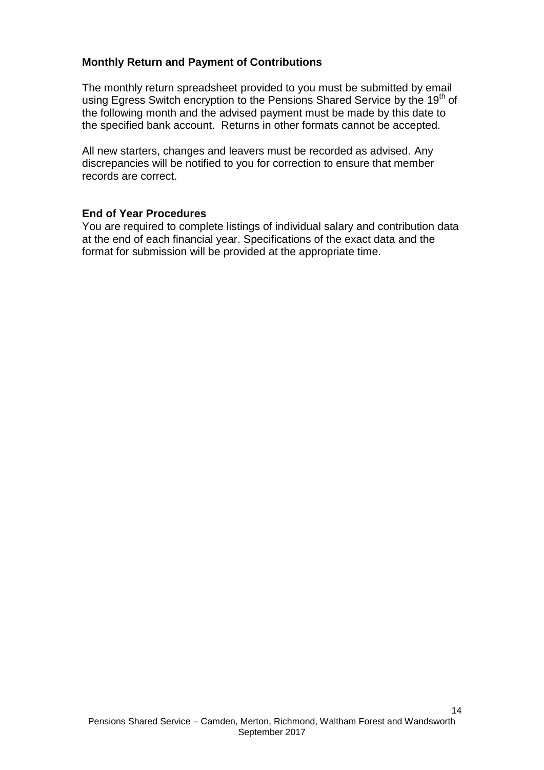## Monthly Return and Payment of Contributions

The monthly return spreadsheet provided to you must be submitted by email using Egress Switch encryption to the Pensions Shared Service by the 19th of the following month and the advised payment must be made by this date to the specified bank account. Returns in other formats cannot be accepted.

All new starters, changes and leavers must be recorded as advised. Any discrepancies will be notified to you for correction to ensure that member records are correct.

## End of Year Procedures

You are required to complete listings of individual salary and contribution data at the end of each financial year. Specifications of the exact data and the format for submission will be provided at the appropriate time.